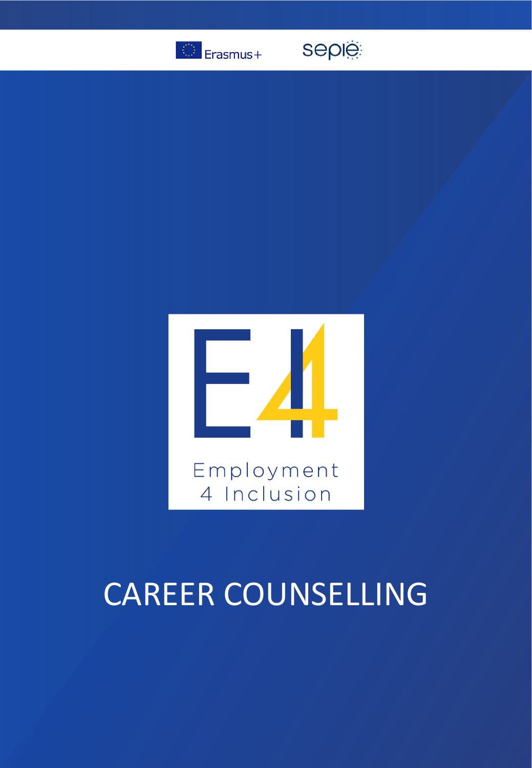Erasmus+

sepie

E4

Employment 4 Inclusion

# CAREER COUNSELLING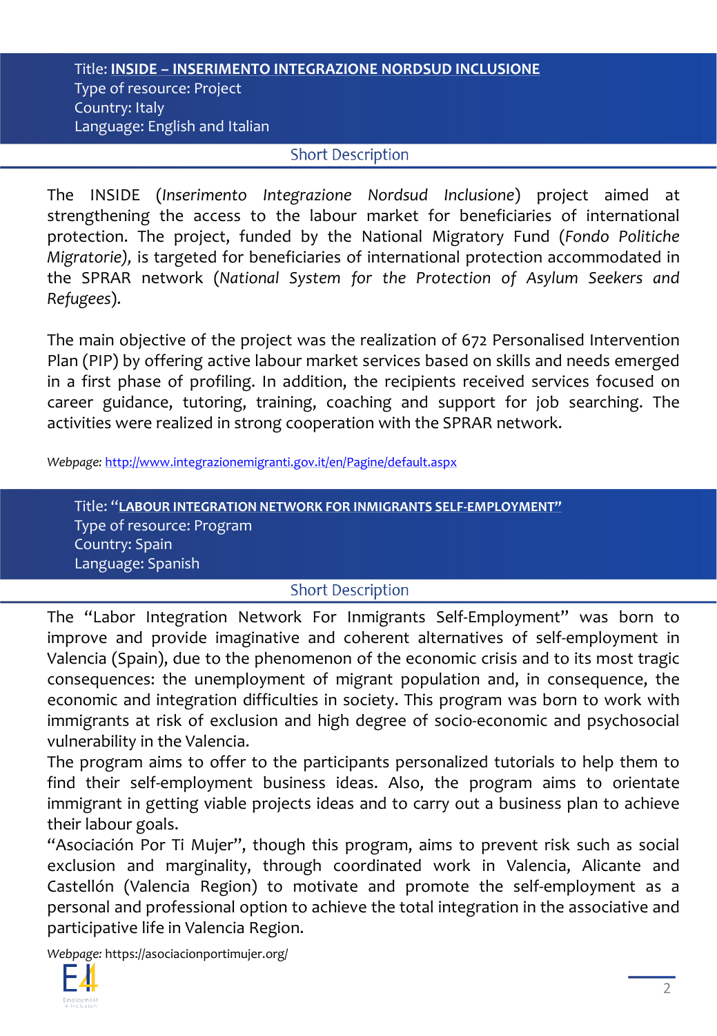Title: **INSIDE – INSERIMENTO INTEGRAZIONE NORDSUD INCLUSIONE**
Type of resource: Project
Country: Italy
Language: English and Italian

## Short Description

The INSIDE (*Inserimento Integrazione Nordsud Inclusione*) project aimed at strengthening the access to the labour market for beneficiaries of international protection. The project, funded by the National Migratory Fund (*Fondo Politiche Migratorie),* is targeted for beneficiaries of international protection accommodated in the SPRAR network (*National System for the Protection of Asylum Seekers and Refugees*).

The main objective of the project was the realization of 672 Personalised Intervention Plan (PIP) by offering active labour market services based on skills and needs emerged in a first phase of profiling. In addition, the recipients received services focused on career guidance, tutoring, training, coaching and support for job searching. The activities were realized in strong cooperation with the SPRAR network.

*Webpage:* http://www.integrazionemigranti.gov.it/en/Pagine/default.aspx

Title: **"LABOUR INTEGRATION NETWORK FOR INMIGRANTS SELF-EMPLOYMENT"**
Type of resource: Program
Country: Spain
Language: Spanish

## Short Description

The "Labor Integration Network For Inmigrants Self-Employment" was born to improve and provide imaginative and coherent alternatives of self-employment in Valencia (Spain), due to the phenomenon of the economic crisis and to its most tragic consequences: the unemployment of migrant population and, in consequence, the economic and integration difficulties in society. This program was born to work with immigrants at risk of exclusion and high degree of socio-economic and psychosocial vulnerability in the Valencia.

The program aims to offer to the participants personalized tutorials to help them to find their self-employment business ideas. Also, the program aims to orientate immigrant in getting viable projects ideas and to carry out a business plan to achieve their labour goals.

"Asociación Por Ti Mujer", though this program, aims to prevent risk such as social exclusion and marginality, through coordinated work in Valencia, Alicante and Castellón (Valencia Region) to motivate and promote the self-employment as a personal and professional option to achieve the total integration in the associative and participative life in Valencia Region.

*Webpage:* https://asociacionportimujer.org/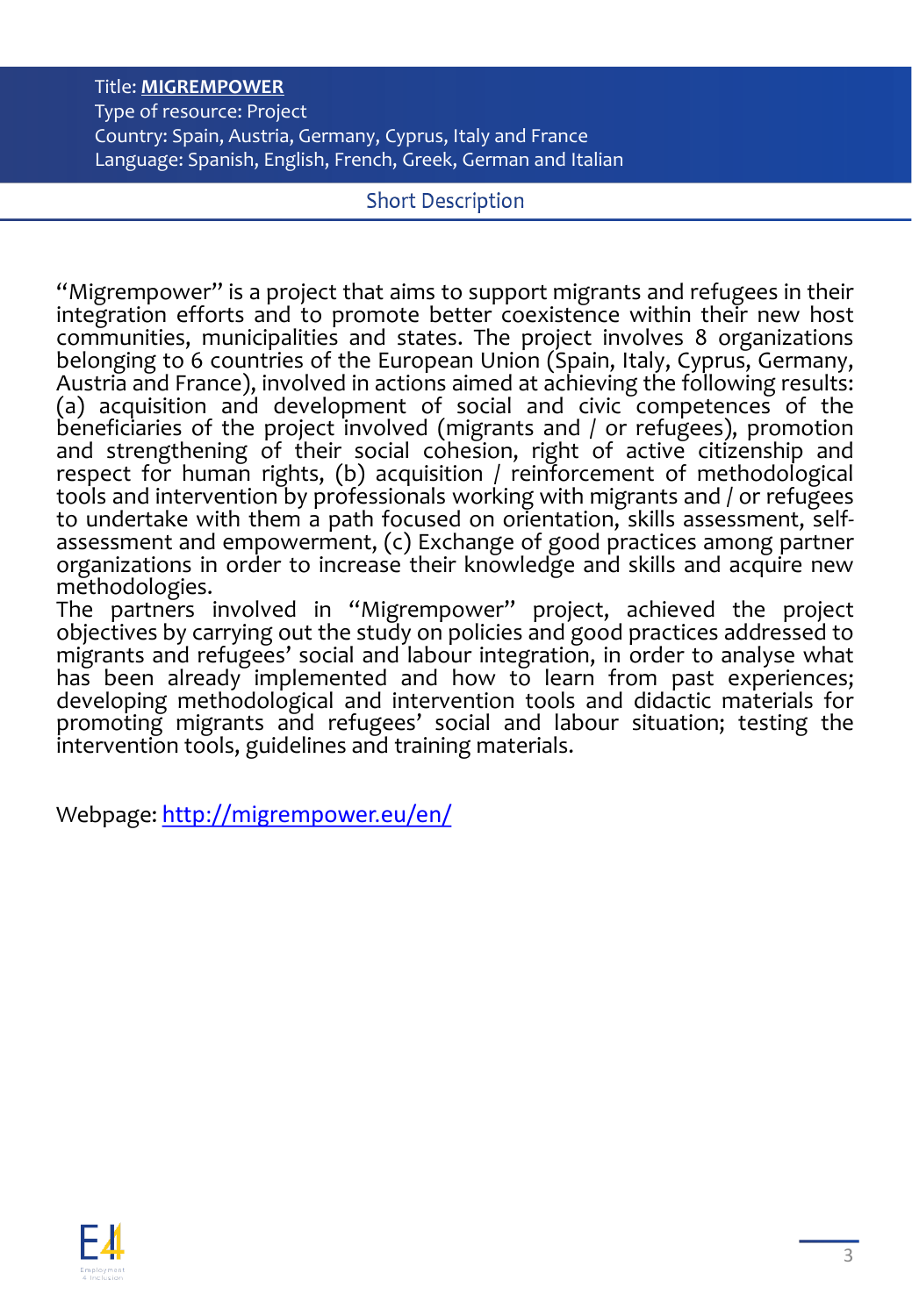Title: **MIGREMPOWER**
Type of resource: Project
Country: Spain, Austria, Germany, Cyprus, Italy and France
Language: Spanish, English, French, Greek, German and Italian

## Short Description

"Migrempower" is a project that aims to support migrants and refugees in their integration efforts and to promote better coexistence within their new host communities, municipalities and states. The project involves 8 organizations belonging to 6 countries of the European Union (Spain, Italy, Cyprus, Germany, Austria and France), involved in actions aimed at achieving the following results: (a) acquisition and development of social and civic competences of the beneficiaries of the project involved (migrants and / or refugees), promotion and strengthening of their social cohesion, right of active citizenship and respect for human rights, (b) acquisition / reinforcement of methodological tools and intervention by professionals working with migrants and / or refugees to undertake with them a path focused on orientation, skills assessment, self-assessment and empowerment, (c) Exchange of good practices among partner organizations in order to increase their knowledge and skills and acquire new methodologies.
The partners involved in "Migrempower" project, achieved the project objectives by carrying out the study on policies and good practices addressed to migrants and refugees' social and labour integration, in order to analyse what has been already implemented and how to learn from past experiences; developing methodological and intervention tools and didactic materials for promoting migrants and refugees' social and labour situation; testing the intervention tools, guidelines and training materials.

Webpage: [http://migrempower.eu/en/](http://migrempower.eu/en/)